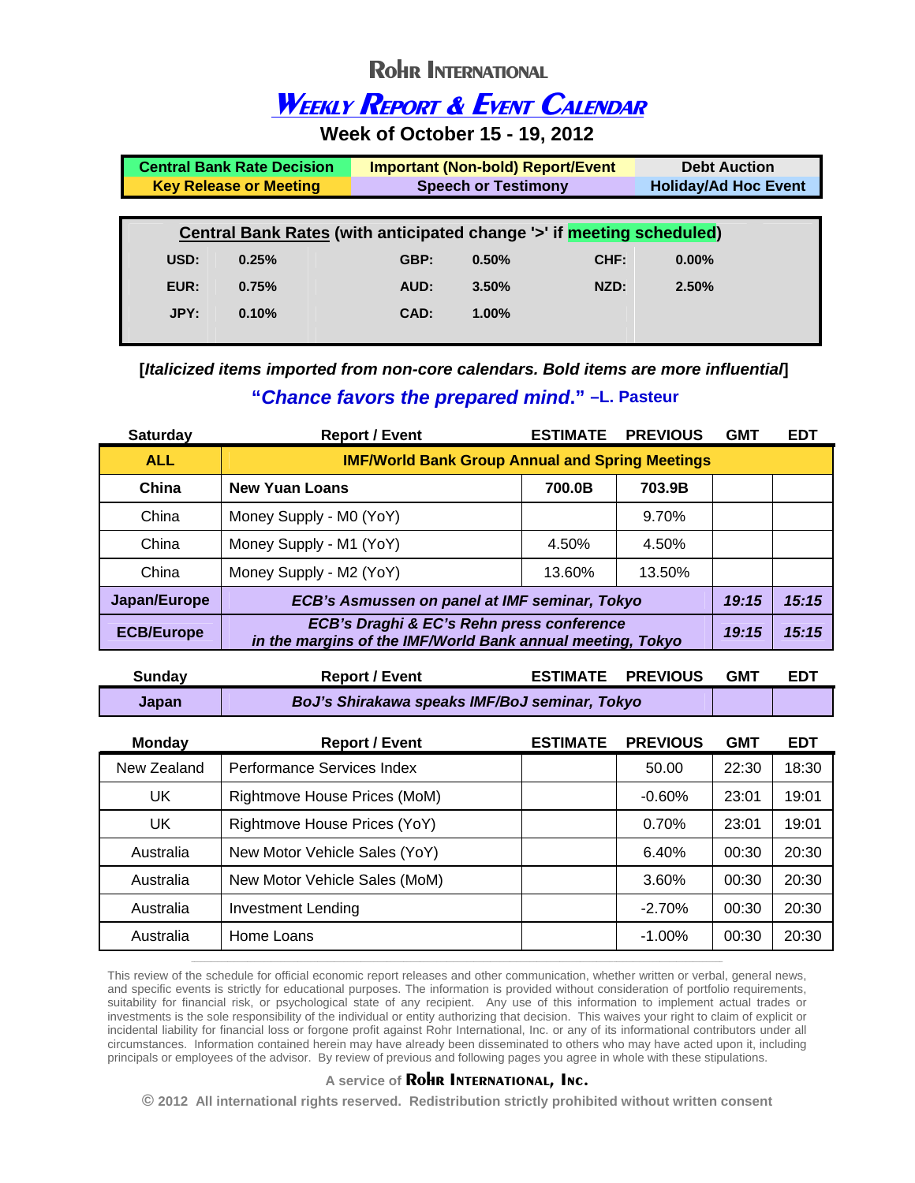# Rohr International

## *Weekly Report & Event Calendar*

### Week of October 15 - 19, 2012

| Central Bank Rate Decision | Important (Non-bold) Report/Event | Debt Auction |
|---|---|---|
| Key Release or Meeting | Speech or Testimony | Holiday/Ad Hoc Event |

**Central Bank Rates (with anticipated change '>' if meeting scheduled)**

| | | | | | |
|---|---|---|---|---|---|
| USD: | 0.25% | GBP: | 0.50% | CHF: | 0.00% |
| EUR: | 0.75% | AUD: | 3.50% | NZD: | 2.50% |
| JPY: | 0.10% | CAD: | 1.00% | | |

[*Italicized items imported from non-core calendars. Bold items are more influential*]

**"*Chance favors the prepared mind.*" –L. Pasteur**

| Saturday | Report / Event | ESTIMATE | PREVIOUS | GMT | EDT |
|---|---|---|---|---|---|
| **ALL** | **IMF/World Bank Group Annual and Spring Meetings** | | | | |
| **China** | **New Yuan Loans** | **700.0B** | **703.9B** | | |
| China | Money Supply - M0 (YoY) | | 9.70% | | |
| China | Money Supply - M1 (YoY) | 4.50% | 4.50% | | |
| China | Money Supply - M2 (YoY) | 13.60% | 13.50% | | |
| **Japan/Europe** | ***ECB's Asmussen on panel at IMF seminar, Tokyo*** | | | ***19:15*** | ***15:15*** |
| **ECB/Europe** | ***ECB's Draghi & EC's Rehn press conference in the margins of the IMF/World Bank annual meeting, Tokyo*** | | | ***19:15*** | ***15:15*** |

| Sunday | Report / Event | ESTIMATE | PREVIOUS | GMT | EDT |
|---|---|---|---|---|---|
| **Japan** | ***BoJ's Shirakawa speaks IMF/BoJ seminar, Tokyo*** | | | | |

| Monday | Report / Event | ESTIMATE | PREVIOUS | GMT | EDT |
|---|---|---|---|---|---|
| New Zealand | Performance Services Index | | 50.00 | 22:30 | 18:30 |
| UK | Rightmove House Prices (MoM) | | -0.60% | 23:01 | 19:01 |
| UK | Rightmove House Prices (YoY) | | 0.70% | 23:01 | 19:01 |
| Australia | New Motor Vehicle Sales (YoY) | | 6.40% | 00:30 | 20:30 |
| Australia | New Motor Vehicle Sales (MoM) | | 3.60% | 00:30 | 20:30 |
| Australia | Investment Lending | | -2.70% | 00:30 | 20:30 |
| Australia | Home Loans | | -1.00% | 00:30 | 20:30 |

This review of the schedule for official economic report releases and other communication, whether written or verbal, general news, and specific events is strictly for educational purposes. The information is provided without consideration of portfolio requirements, suitability for financial risk, or psychological state of any recipient. Any use of this information to implement actual trades or investments is the sole responsibility of the individual or entity authorizing that decision. This waives your right to claim of explicit or incidental liability for financial loss or forgone profit against Rohr International, Inc. or any of its informational contributors under all circumstances. Information contained herein may have already been disseminated to others who may have acted upon it, including principals or employees of the advisor. By review of previous and following pages you agree in whole with these stipulations.

A service of **Rohr International, Inc.**

© 2012 All international rights reserved. Redistribution strictly prohibited without written consent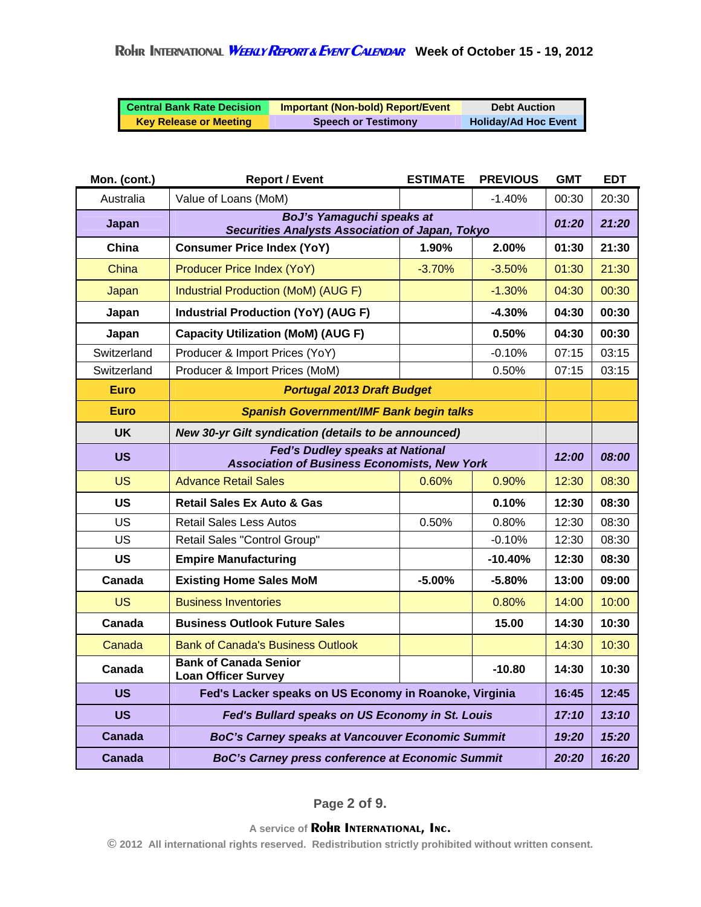**Central Bank Rate Decision** | **Important (Non-bold) Report/Event** | **Debt Auction**
**Key Release or Meeting** | **Speech or Testimony** | **Holiday/Ad Hoc Event**

| Mon. (cont.) | Report / Event | ESTIMATE | PREVIOUS | GMT | EDT |
|---|---|---|---|---|---|
| Australia | Value of Loans (MoM) | | -1.40% | 00:30 | 20:30 |
| **Japan** | ***BoJ's Yamaguchi speaks at Securities Analysts Association of Japan, Tokyo*** | | | ***01:20*** | ***21:20*** |
| **China** | **Consumer Price Index (YoY)** | **1.90%** | **2.00%** | **01:30** | **21:30** |
| China | Producer Price Index (YoY) | -3.70% | -3.50% | 01:30 | 21:30 |
| Japan | Industrial Production (MoM) (AUG F) | | -1.30% | 04:30 | 00:30 |
| **Japan** | **Industrial Production (YoY) (AUG F)** | | **-4.30%** | **04:30** | **00:30** |
| **Japan** | **Capacity Utilization (MoM) (AUG F)** | | **0.50%** | **04:30** | **00:30** |
| Switzerland | Producer & Import Prices (YoY) | | -0.10% | 07:15 | 03:15 |
| Switzerland | Producer & Import Prices (MoM) | | 0.50% | 07:15 | 03:15 |
| **Euro** | ***Portugal 2013 Draft Budget*** | | | | |
| **Euro** | ***Spanish Government/IMF Bank begin talks*** | | | | |
| **UK** | ***New 30-yr Gilt syndication (details to be announced)*** | | | | |
| **US** | ***Fed's Dudley speaks at National Association of Business Economists, New York*** | | | ***12:00*** | ***08:00*** |
| US | Advance Retail Sales | 0.60% | 0.90% | 12:30 | 08:30 |
| **US** | **Retail Sales Ex Auto & Gas** | | **0.10%** | **12:30** | **08:30** |
| US | Retail Sales Less Autos | 0.50% | 0.80% | 12:30 | 08:30 |
| US | Retail Sales "Control Group" | | -0.10% | 12:30 | 08:30 |
| **US** | **Empire Manufacturing** | | **-10.40%** | **12:30** | **08:30** |
| **Canada** | **Existing Home Sales MoM** | **-5.00%** | **-5.80%** | **13:00** | **09:00** |
| US | Business Inventories | | 0.80% | 14:00 | 10:00 |
| **Canada** | **Business Outlook Future Sales** | | **15.00** | **14:30** | **10:30** |
| Canada | Bank of Canada's Business Outlook | | | 14:30 | 10:30 |
| **Canada** | **Bank of Canada Senior Loan Officer Survey** | | **-10.80** | **14:30** | **10:30** |
| **US** | **Fed's Lacker speaks on US Economy in Roanoke, Virginia** | | | **16:45** | **12:45** |
| **US** | ***Fed's Bullard speaks on US Economy in St. Louis*** | | | ***17:10*** | ***13:10*** |
| **Canada** | ***BoC's Carney speaks at Vancouver Economic Summit*** | | | ***19:20*** | ***15:20*** |
| **Canada** | ***BoC's Carney press conference at Economic Summit*** | | | ***20:20*** | ***16:20*** |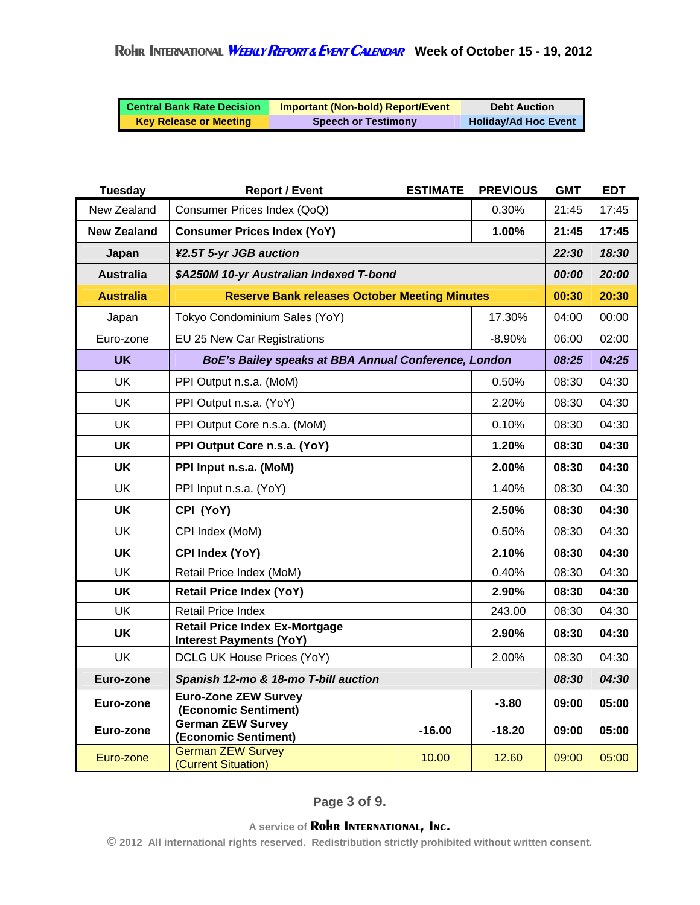# Rohr International Weekly Report & Event Calendar — Week of October 15 - 19, 2012

| Central Bank Rate Decision | Important (Non-bold) Report/Event | Debt Auction |
|---|---|---|
| Key Release or Meeting | Speech or Testimony | Holiday/Ad Hoc Event |

| Tuesday | Report / Event | ESTIMATE | PREVIOUS | GMT | EDT |
|---|---|---|---|---|---|
| New Zealand | Consumer Prices Index (QoQ) | | 0.30% | 21:45 | 17:45 |
| **New Zealand** | **Consumer Prices Index (YoY)** | | **1.00%** | **21:45** | **17:45** |
| **Japan** | ***¥2.5T 5-yr JGB auction*** | | | ***22:30*** | ***18:30*** |
| **Australia** | ***$A250M 10-yr Australian Indexed T-bond*** | | | ***00:00*** | ***20:00*** |
| **Australia** | **Reserve Bank releases October Meeting Minutes** | | | **00:30** | **20:30** |
| Japan | Tokyo Condominium Sales (YoY) | | 17.30% | 04:00 | 00:00 |
| Euro-zone | EU 25 New Car Registrations | | -8.90% | 06:00 | 02:00 |
| **UK** | ***BoE's Bailey speaks at BBA Annual Conference, London*** | | | ***08:25*** | ***04:25*** |
| UK | PPI Output n.s.a. (MoM) | | 0.50% | 08:30 | 04:30 |
| UK | PPI Output n.s.a. (YoY) | | 2.20% | 08:30 | 04:30 |
| UK | PPI Output Core n.s.a. (MoM) | | 0.10% | 08:30 | 04:30 |
| **UK** | **PPI Output Core n.s.a. (YoY)** | | **1.20%** | **08:30** | **04:30** |
| **UK** | **PPI Input n.s.a. (MoM)** | | **2.00%** | **08:30** | **04:30** |
| UK | PPI Input n.s.a. (YoY) | | 1.40% | 08:30 | 04:30 |
| **UK** | **CPI (YoY)** | | **2.50%** | **08:30** | **04:30** |
| UK | CPI Index (MoM) | | 0.50% | 08:30 | 04:30 |
| **UK** | **CPI Index (YoY)** | | **2.10%** | **08:30** | **04:30** |
| UK | Retail Price Index (MoM) | | 0.40% | 08:30 | 04:30 |
| **UK** | **Retail Price Index (YoY)** | | **2.90%** | **08:30** | **04:30** |
| UK | Retail Price Index | | 243.00 | 08:30 | 04:30 |
| **UK** | **Retail Price Index Ex-Mortgage Interest Payments (YoY)** | | **2.90%** | **08:30** | **04:30** |
| UK | DCLG UK House Prices (YoY) | | 2.00% | 08:30 | 04:30 |
| **Euro-zone** | ***Spanish 12-mo & 18-mo T-bill auction*** | | | ***08:30*** | ***04:30*** |
| **Euro-zone** | **Euro-Zone ZEW Survey (Economic Sentiment)** | | **-3.80** | **09:00** | **05:00** |
| **Euro-zone** | **German ZEW Survey (Economic Sentiment)** | **-16.00** | **-18.20** | **09:00** | **05:00** |
| Euro-zone | German ZEW Survey (Current Situation) | 10.00 | 12.60 | 09:00 | 05:00 |

A service of Rohr International, Inc.

© 2012 All international rights reserved. Redistribution strictly prohibited without written consent.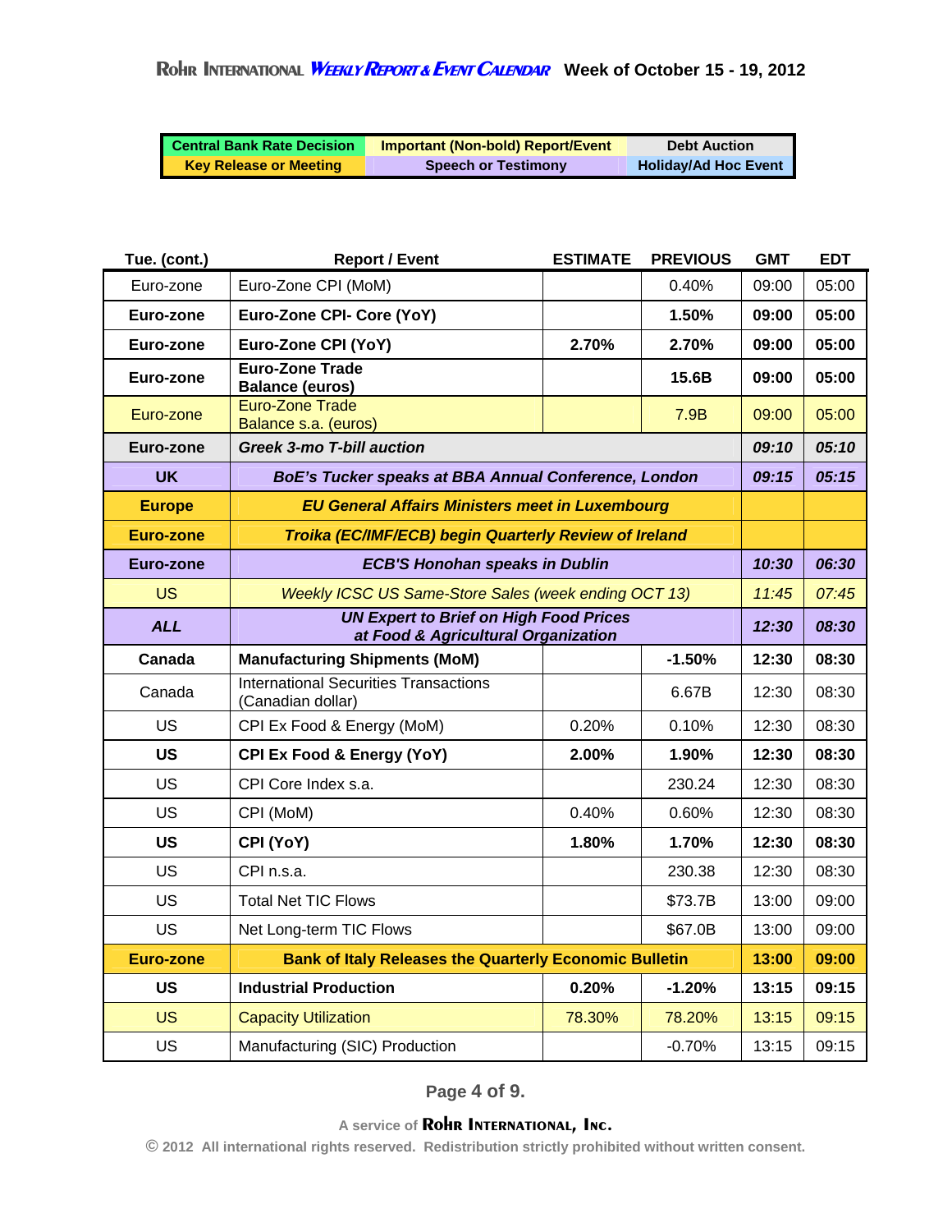# Rohr International Weekly Report & Event Calendar — Week of October 15 - 19, 2012

| Central Bank Rate Decision | Important (Non-bold) Report/Event | Debt Auction |
|---|---|---|
| Key Release or Meeting | Speech or Testimony | Holiday/Ad Hoc Event |

| Tue. (cont.) | Report / Event | ESTIMATE | PREVIOUS | GMT | EDT |
|---|---|---|---|---|---|
| Euro-zone | Euro-Zone CPI (MoM) | | 0.40% | 09:00 | 05:00 |
| **Euro-zone** | **Euro-Zone CPI- Core (YoY)** | | **1.50%** | **09:00** | **05:00** |
| **Euro-zone** | **Euro-Zone CPI (YoY)** | **2.70%** | **2.70%** | **09:00** | **05:00** |
| **Euro-zone** | **Euro-Zone Trade Balance (euros)** | | **15.6B** | **09:00** | **05:00** |
| Euro-zone | Euro-Zone Trade Balance s.a. (euros) | | 7.9B | 09:00 | 05:00 |
| **Euro-zone** | ***Greek 3-mo T-bill auction*** | | | ***09:10*** | ***05:10*** |
| **UK** | ***BoE's Tucker speaks at BBA Annual Conference, London*** | | | ***09:15*** | ***05:15*** |
| **Europe** | ***EU General Affairs Ministers meet in Luxembourg*** | | | | |
| **Euro-zone** | ***Troika (EC/IMF/ECB) begin Quarterly Review of Ireland*** | | | | |
| **Euro-zone** | ***ECB'S Honohan speaks in Dublin*** | | | ***10:30*** | ***06:30*** |
| US | *Weekly ICSC US Same-Store Sales (week ending OCT 13)* | | | *11:45* | *07:45* |
| ***ALL*** | ***UN Expert to Brief on High Food Prices at Food & Agricultural Organization*** | | | ***12:30*** | ***08:30*** |
| **Canada** | **Manufacturing Shipments (MoM)** | | **-1.50%** | **12:30** | **08:30** |
| Canada | International Securities Transactions (Canadian dollar) | | 6.67B | 12:30 | 08:30 |
| US | CPI Ex Food & Energy (MoM) | 0.20% | 0.10% | 12:30 | 08:30 |
| **US** | **CPI Ex Food & Energy (YoY)** | **2.00%** | **1.90%** | **12:30** | **08:30** |
| US | CPI Core Index s.a. | | 230.24 | 12:30 | 08:30 |
| US | CPI (MoM) | 0.40% | 0.60% | 12:30 | 08:30 |
| **US** | **CPI (YoY)** | **1.80%** | **1.70%** | **12:30** | **08:30** |
| US | CPI n.s.a. | | 230.38 | 12:30 | 08:30 |
| US | Total Net TIC Flows | | $73.7B | 13:00 | 09:00 |
| US | Net Long-term TIC Flows | | $67.0B | 13:00 | 09:00 |
| **Euro-zone** | **Bank of Italy Releases the Quarterly Economic Bulletin** | | | **13:00** | **09:00** |
| **US** | **Industrial Production** | **0.20%** | **-1.20%** | **13:15** | **09:15** |
| US | Capacity Utilization | 78.30% | 78.20% | 13:15 | 09:15 |
| US | Manufacturing (SIC) Production | | -0.70% | 13:15 | 09:15 |

A service of Rohr International, Inc.

© 2012 All international rights reserved. Redistribution strictly prohibited without written consent.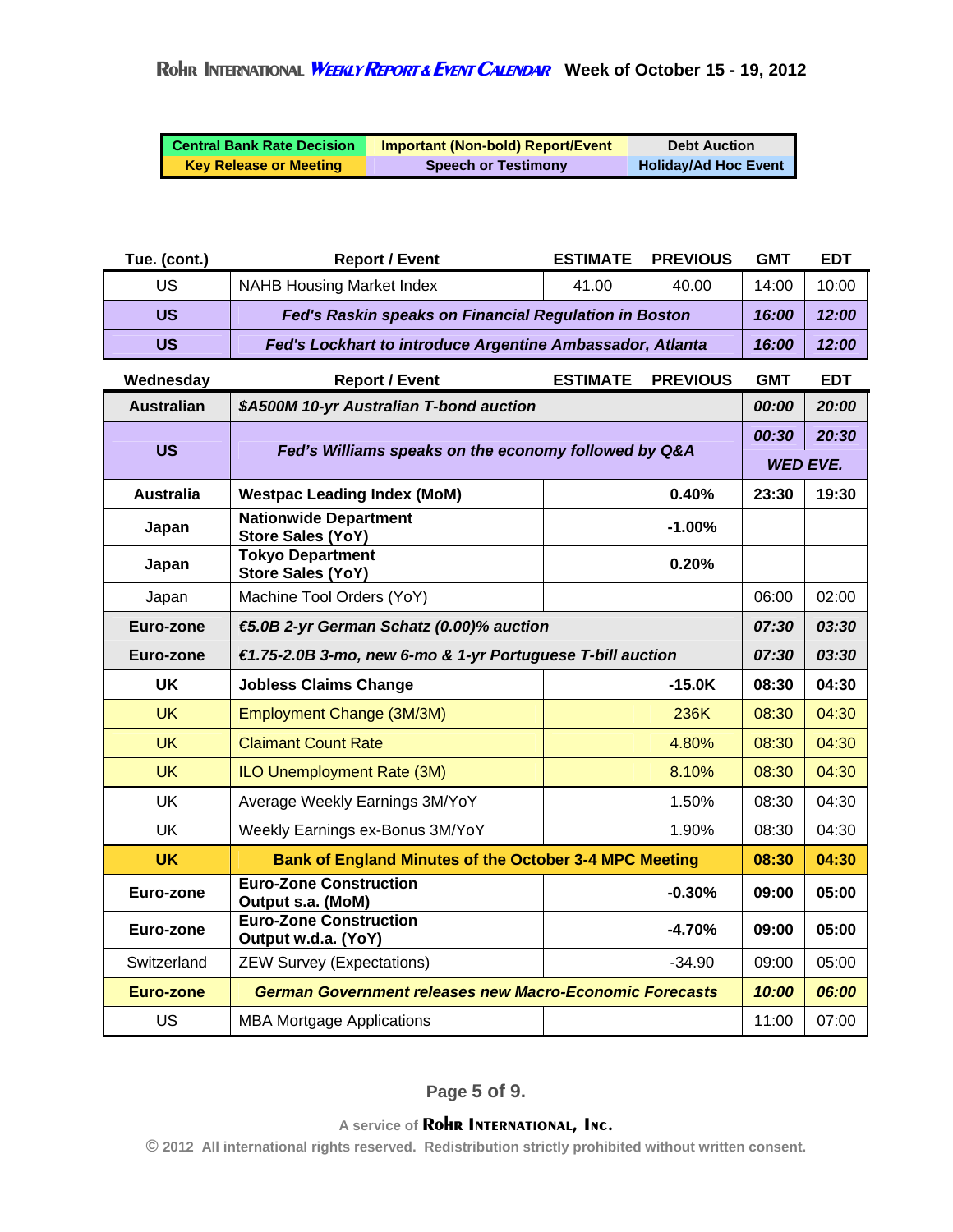# Rohr International Weekly Report & Event Calendar — Week of October 15 - 19, 2012

| Central Bank Rate Decision | Important (Non-bold) Report/Event | Debt Auction |
|---|---|---|
| Key Release or Meeting | Speech or Testimony | Holiday/Ad Hoc Event |

| Tue. (cont.) | Report / Event | ESTIMATE | PREVIOUS | GMT | EDT |
|---|---|---|---|---|---|
| US | NAHB Housing Market Index | 41.00 | 40.00 | 14:00 | 10:00 |
| **US** | ***Fed's Raskin speaks on Financial Regulation in Boston*** | | | ***16:00*** | ***12:00*** |
| **US** | ***Fed's Lockhart to introduce Argentine Ambassador, Atlanta*** | | | ***16:00*** | ***12:00*** |
| **Wednesday** | **Report / Event** | **ESTIMATE** | **PREVIOUS** | **GMT** | **EDT** |
| **Australian** | ***$A500M 10-yr Australian T-bond auction*** | | | ***00:00*** | ***20:00*** |
| **US** | ***Fed's Williams speaks on the economy followed by Q&A*** | | | ***00:30*** | ***20:30 WED EVE.*** |
| **Australia** | **Westpac Leading Index (MoM)** | | **0.40%** | **23:30** | **19:30** |
| **Japan** | **Nationwide Department Store Sales (YoY)** | | **-1.00%** | | |
| **Japan** | **Tokyo Department Store Sales (YoY)** | | **0.20%** | | |
| Japan | Machine Tool Orders (YoY) | | | 06:00 | 02:00 |
| **Euro-zone** | ***€5.0B 2-yr German Schatz (0.00)% auction*** | | | ***07:30*** | ***03:30*** |
| **Euro-zone** | ***€1.75-2.0B 3-mo, new 6-mo & 1-yr Portuguese T-bill auction*** | | | ***07:30*** | ***03:30*** |
| **UK** | **Jobless Claims Change** | | **-15.0K** | **08:30** | **04:30** |
| UK | Employment Change (3M/3M) | | 236K | 08:30 | 04:30 |
| UK | Claimant Count Rate | | 4.80% | 08:30 | 04:30 |
| UK | ILO Unemployment Rate (3M) | | 8.10% | 08:30 | 04:30 |
| UK | Average Weekly Earnings 3M/YoY | | 1.50% | 08:30 | 04:30 |
| UK | Weekly Earnings ex-Bonus 3M/YoY | | 1.90% | 08:30 | 04:30 |
| **UK** | **Bank of England Minutes of the October 3-4 MPC Meeting** | | | **08:30** | **04:30** |
| **Euro-zone** | **Euro-Zone Construction Output s.a. (MoM)** | | **-0.30%** | **09:00** | **05:00** |
| **Euro-zone** | **Euro-Zone Construction Output w.d.a. (YoY)** | | **-4.70%** | **09:00** | **05:00** |
| Switzerland | ZEW Survey (Expectations) | | -34.90 | 09:00 | 05:00 |
| **Euro-zone** | ***German Government releases new Macro-Economic Forecasts*** | | | ***10:00*** | ***06:00*** |
| US | MBA Mortgage Applications | | | 11:00 | 07:00 |

A service of Rohr International, Inc.

© 2012 All international rights reserved. Redistribution strictly prohibited without written consent.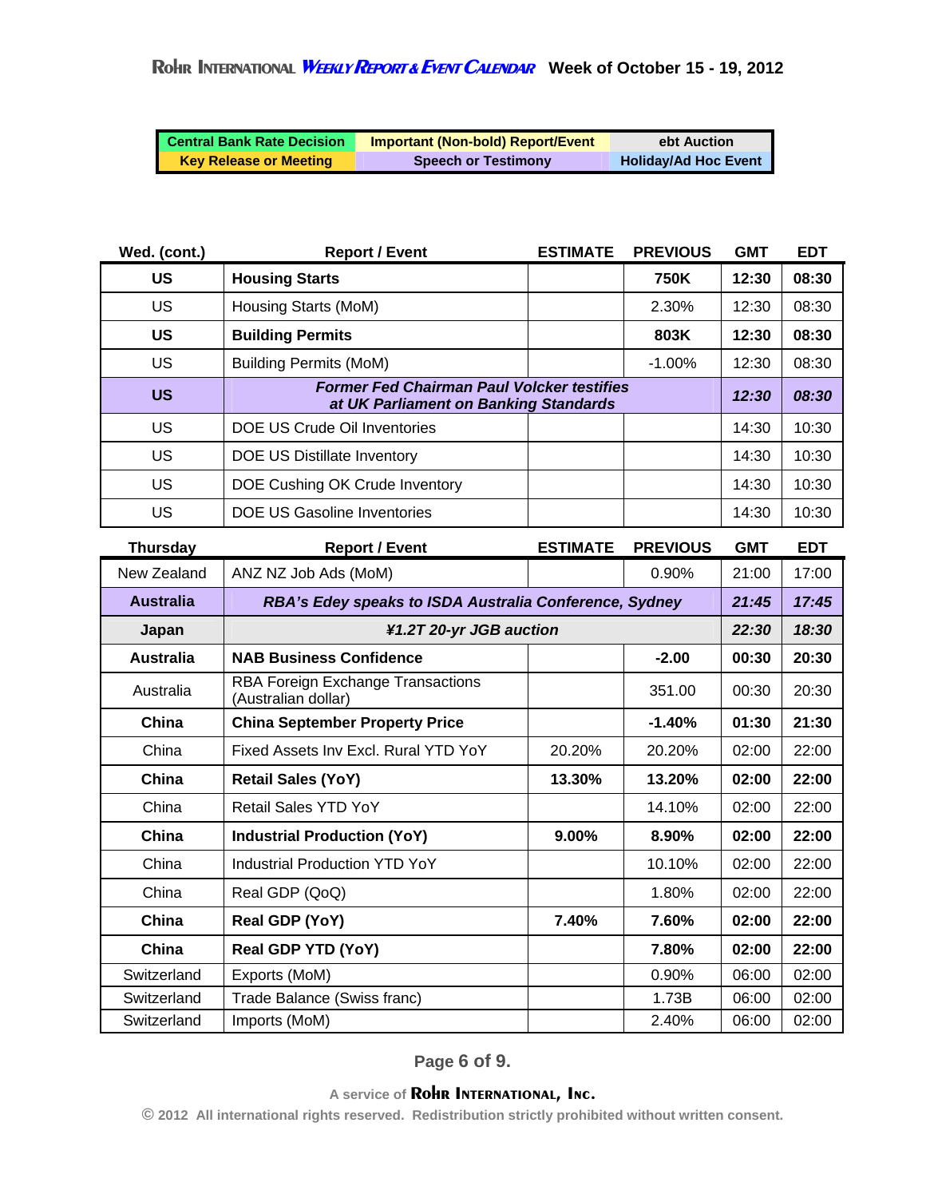# ROHR INTERNATIONAL *WEEKLY REPORT & EVENT CALENDAR* Week of October 15 - 19, 2012

| Central Bank Rate Decision | Important (Non-bold) Report/Event | ebt Auction |
|---|---|---|
| Key Release or Meeting | Speech or Testimony | Holiday/Ad Hoc Event |

| Wed. (cont.) | Report / Event | ESTIMATE | PREVIOUS | GMT | EDT |
|---|---|---|---|---|---|
| **US** | **Housing Starts** | | **750K** | **12:30** | **08:30** |
| US | Housing Starts (MoM) | | 2.30% | 12:30 | 08:30 |
| **US** | **Building Permits** | | **803K** | **12:30** | **08:30** |
| US | Building Permits (MoM) | | -1.00% | 12:30 | 08:30 |
| **US** | ***Former Fed Chairman Paul Volcker testifies at UK Parliament on Banking Standards*** | | | ***12:30*** | ***08:30*** |
| US | DOE US Crude Oil Inventories | | | 14:30 | 10:30 |
| US | DOE US Distillate Inventory | | | 14:30 | 10:30 |
| US | DOE Cushing OK Crude Inventory | | | 14:30 | 10:30 |
| US | DOE US Gasoline Inventories | | | 14:30 | 10:30 |
| **Thursday** | **Report / Event** | **ESTIMATE** | **PREVIOUS** | **GMT** | **EDT** |
| New Zealand | ANZ NZ Job Ads (MoM) | | 0.90% | 21:00 | 17:00 |
| **Australia** | ***RBA's Edey speaks to ISDA Australia Conference, Sydney*** | | | ***21:45*** | ***17:45*** |
| **Japan** | ***¥1.2T 20-yr JGB auction*** | | | ***22:30*** | ***18:30*** |
| **Australia** | **NAB Business Confidence** | | **-2.00** | **00:30** | **20:30** |
| Australia | RBA Foreign Exchange Transactions (Australian dollar) | | 351.00 | 00:30 | 20:30 |
| **China** | **China September Property Price** | | **-1.40%** | **01:30** | **21:30** |
| China | Fixed Assets Inv Excl. Rural YTD YoY | 20.20% | 20.20% | 02:00 | 22:00 |
| **China** | **Retail Sales (YoY)** | **13.30%** | **13.20%** | **02:00** | **22:00** |
| China | Retail Sales YTD YoY | | 14.10% | 02:00 | 22:00 |
| **China** | **Industrial Production (YoY)** | **9.00%** | **8.90%** | **02:00** | **22:00** |
| China | Industrial Production YTD YoY | | 10.10% | 02:00 | 22:00 |
| China | Real GDP (QoQ) | | 1.80% | 02:00 | 22:00 |
| **China** | **Real GDP (YoY)** | **7.40%** | **7.60%** | **02:00** | **22:00** |
| **China** | **Real GDP YTD (YoY)** | | **7.80%** | **02:00** | **22:00** |
| Switzerland | Exports (MoM) | | 0.90% | 06:00 | 02:00 |
| Switzerland | Trade Balance (Swiss franc) | | 1.73B | 06:00 | 02:00 |
| Switzerland | Imports (MoM) | | 2.40% | 06:00 | 02:00 |

A service of ROHR INTERNATIONAL, INC.

© 2012 All international rights reserved. Redistribution strictly prohibited without written consent.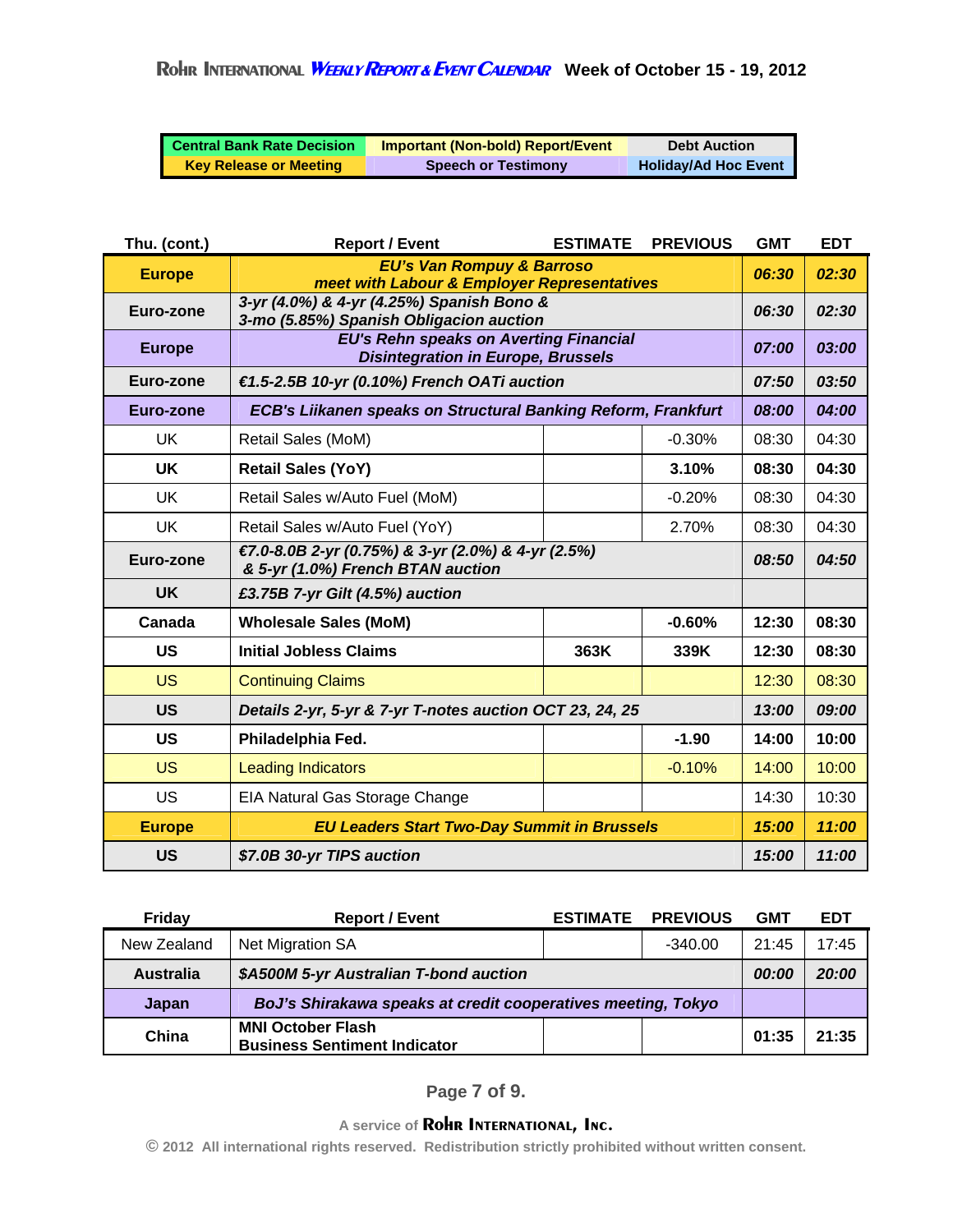# Rohr International Weekly Report & Event Calendar — Week of October 15 - 19, 2012

| Central Bank Rate Decision | Important (Non-bold) Report/Event | Debt Auction |
|---|---|---|
| Key Release or Meeting | Speech or Testimony | Holiday/Ad Hoc Event |

| Thu. (cont.) | Report / Event | ESTIMATE | PREVIOUS | GMT | EDT |
|---|---|---|---|---|---|
| **Europe** | ***EU's Van Rompuy & Barroso meet with Labour & Employer Representatives*** | | | ***06:30*** | ***02:30*** |
| **Euro-zone** | ***3-yr (4.0%) & 4-yr (4.25%) Spanish Bono & 3-mo (5.85%) Spanish Obligacion auction*** | | | ***06:30*** | ***02:30*** |
| **Europe** | ***EU's Rehn speaks on Averting Financial Disintegration in Europe, Brussels*** | | | ***07:00*** | ***03:00*** |
| **Euro-zone** | ***€1.5-2.5B 10-yr (0.10%) French OATi auction*** | | | ***07:50*** | ***03:50*** |
| **Euro-zone** | ***ECB's Liikanen speaks on Structural Banking Reform, Frankfurt*** | | | ***08:00*** | ***04:00*** |
| UK | Retail Sales (MoM) | | -0.30% | 08:30 | 04:30 |
| **UK** | **Retail Sales (YoY)** | | **3.10%** | **08:30** | **04:30** |
| UK | Retail Sales w/Auto Fuel (MoM) | | -0.20% | 08:30 | 04:30 |
| UK | Retail Sales w/Auto Fuel (YoY) | | 2.70% | 08:30 | 04:30 |
| **Euro-zone** | ***€7.0-8.0B 2-yr (0.75%) & 3-yr (2.0%) & 4-yr (2.5%) & 5-yr (1.0%) French BTAN auction*** | | | ***08:50*** | ***04:50*** |
| **UK** | ***£3.75B 7-yr Gilt (4.5%) auction*** | | | | |
| **Canada** | **Wholesale Sales (MoM)** | | **-0.60%** | **12:30** | **08:30** |
| **US** | **Initial Jobless Claims** | **363K** | **339K** | **12:30** | **08:30** |
| US | Continuing Claims | | | 12:30 | 08:30 |
| **US** | ***Details 2-yr, 5-yr & 7-yr T-notes auction OCT 23, 24, 25*** | | | ***13:00*** | ***09:00*** |
| **US** | **Philadelphia Fed.** | | **-1.90** | **14:00** | **10:00** |
| US | Leading Indicators | | -0.10% | 14:00 | 10:00 |
| US | EIA Natural Gas Storage Change | | | 14:30 | 10:30 |
| **Europe** | ***EU Leaders Start Two-Day Summit in Brussels*** | | | ***15:00*** | ***11:00*** |
| **US** | ***$7.0B 30-yr TIPS auction*** | | | ***15:00*** | ***11:00*** |

| Friday | Report / Event | ESTIMATE | PREVIOUS | GMT | EDT |
|---|---|---|---|---|---|
| New Zealand | Net Migration SA | | -340.00 | 21:45 | 17:45 |
| **Australia** | ***$A500M 5-yr Australian T-bond auction*** | | | ***00:00*** | ***20:00*** |
| **Japan** | ***BoJ's Shirakawa speaks at credit cooperatives meeting, Tokyo*** | | | | |
| **China** | **MNI October Flash Business Sentiment Indicator** | | | **01:35** | **21:35** |

A service of Rohr International, Inc.

© 2012 All international rights reserved. Redistribution strictly prohibited without written consent.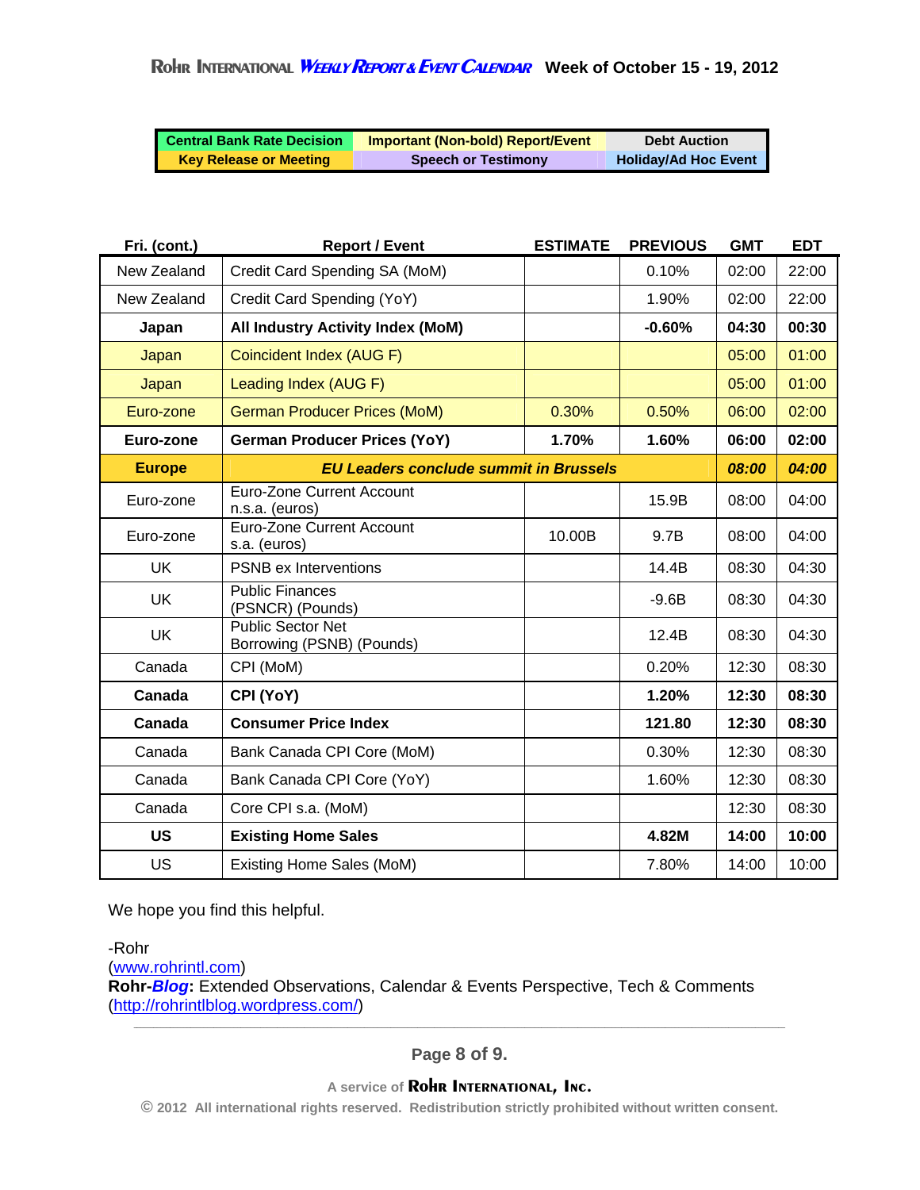**Rohr International Weekly Report & Event Calendar** Week of October 15 - 19, 2012

| Central Bank Rate Decision | Important (Non-bold) Report/Event | Debt Auction |
|---|---|---|
| Key Release or Meeting | Speech or Testimony | Holiday/Ad Hoc Event |

| Fri. (cont.) | Report / Event | ESTIMATE | PREVIOUS | GMT | EDT |
|---|---|---|---|---|---|
| New Zealand | Credit Card Spending SA (MoM) | | 0.10% | 02:00 | 22:00 |
| New Zealand | Credit Card Spending (YoY) | | 1.90% | 02:00 | 22:00 |
| **Japan** | **All Industry Activity Index (MoM)** | | **-0.60%** | **04:30** | **00:30** |
| Japan | Coincident Index (AUG F) | | | 05:00 | 01:00 |
| Japan | Leading Index (AUG F) | | | 05:00 | 01:00 |
| Euro-zone | German Producer Prices (MoM) | 0.30% | 0.50% | 06:00 | 02:00 |
| **Euro-zone** | **German Producer Prices (YoY)** | **1.70%** | **1.60%** | **06:00** | **02:00** |
| **Europe** | ***EU Leaders conclude summit in Brussels*** | | | ***08:00*** | ***04:00*** |
| Euro-zone | Euro-Zone Current Account n.s.a. (euros) | | 15.9B | 08:00 | 04:00 |
| Euro-zone | Euro-Zone Current Account s.a. (euros) | 10.00B | 9.7B | 08:00 | 04:00 |
| UK | PSNB ex Interventions | | 14.4B | 08:30 | 04:30 |
| UK | Public Finances (PSNCR) (Pounds) | | -9.6B | 08:30 | 04:30 |
| UK | Public Sector Net Borrowing (PSNB) (Pounds) | | 12.4B | 08:30 | 04:30 |
| Canada | CPI (MoM) | | 0.20% | 12:30 | 08:30 |
| **Canada** | **CPI (YoY)** | | **1.20%** | **12:30** | **08:30** |
| **Canada** | **Consumer Price Index** | | **121.80** | **12:30** | **08:30** |
| Canada | Bank Canada CPI Core (MoM) | | 0.30% | 12:30 | 08:30 |
| Canada | Bank Canada CPI Core (YoY) | | 1.60% | 12:30 | 08:30 |
| Canada | Core CPI s.a. (MoM) | | | 12:30 | 08:30 |
| **US** | **Existing Home Sales** | | **4.82M** | **14:00** | **10:00** |
| US | Existing Home Sales (MoM) | | 7.80% | 14:00 | 10:00 |

We hope you find this helpful.

-Rohr
(www.rohrintl.com)
**Rohr-*Blog*:** Extended Observations, Calendar & Events Perspective, Tech & Comments
(http://rohrintlblog.wordpress.com/)

A service of Rohr International, Inc.
© 2012 All international rights reserved. Redistribution strictly prohibited without written consent.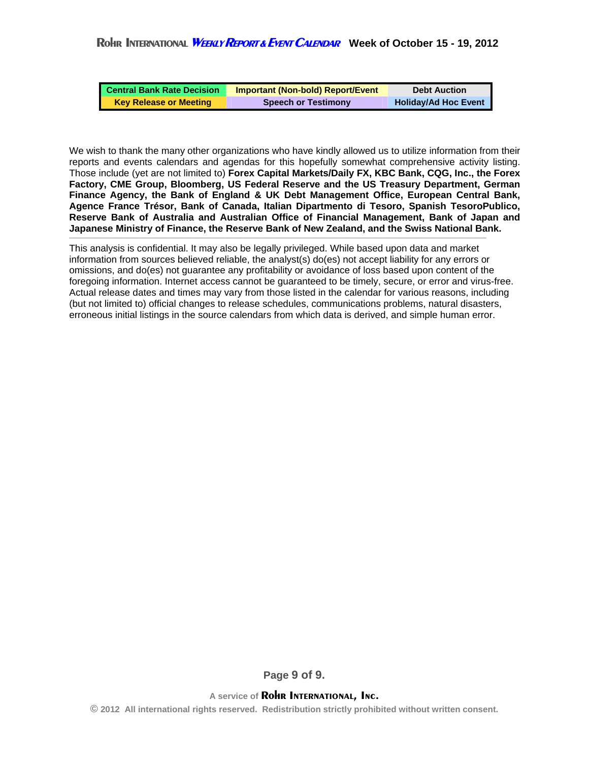| | | |
|---|---|---|
| Central Bank Rate Decision | Important (Non-bold) Report/Event | Debt Auction |
| Key Release or Meeting | Speech or Testimony | Holiday/Ad Hoc Event |

We wish to thank the many other organizations who have kindly allowed us to utilize information from their reports and events calendars and agendas for this hopefully somewhat comprehensive activity listing. Those include (yet are not limited to) **Forex Capital Markets/Daily FX, KBC Bank, CQG, Inc., the Forex Factory, CME Group, Bloomberg, US Federal Reserve and the US Treasury Department, German Finance Agency, the Bank of England & UK Debt Management Office, European Central Bank, Agence France Trésor, Bank of Canada, Italian Dipartmento di Tesoro, Spanish TesoroPublico, Reserve Bank of Australia and Australian Office of Financial Management, Bank of Japan and Japanese Ministry of Finance, the Reserve Bank of New Zealand, and the Swiss National Bank.**

---

This analysis is confidential. It may also be legally privileged. While based upon data and market information from sources believed reliable, the analyst(s) do(es) not accept liability for any errors or omissions, and do(es) not guarantee any profitability or avoidance of loss based upon content of the foregoing information. Internet access cannot be guaranteed to be timely, secure, or error and virus-free. Actual release dates and times may vary from those listed in the calendar for various reasons, including (but not limited to) official changes to release schedules, communications problems, natural disasters, erroneous initial listings in the source calendars from which data is derived, and simple human error.